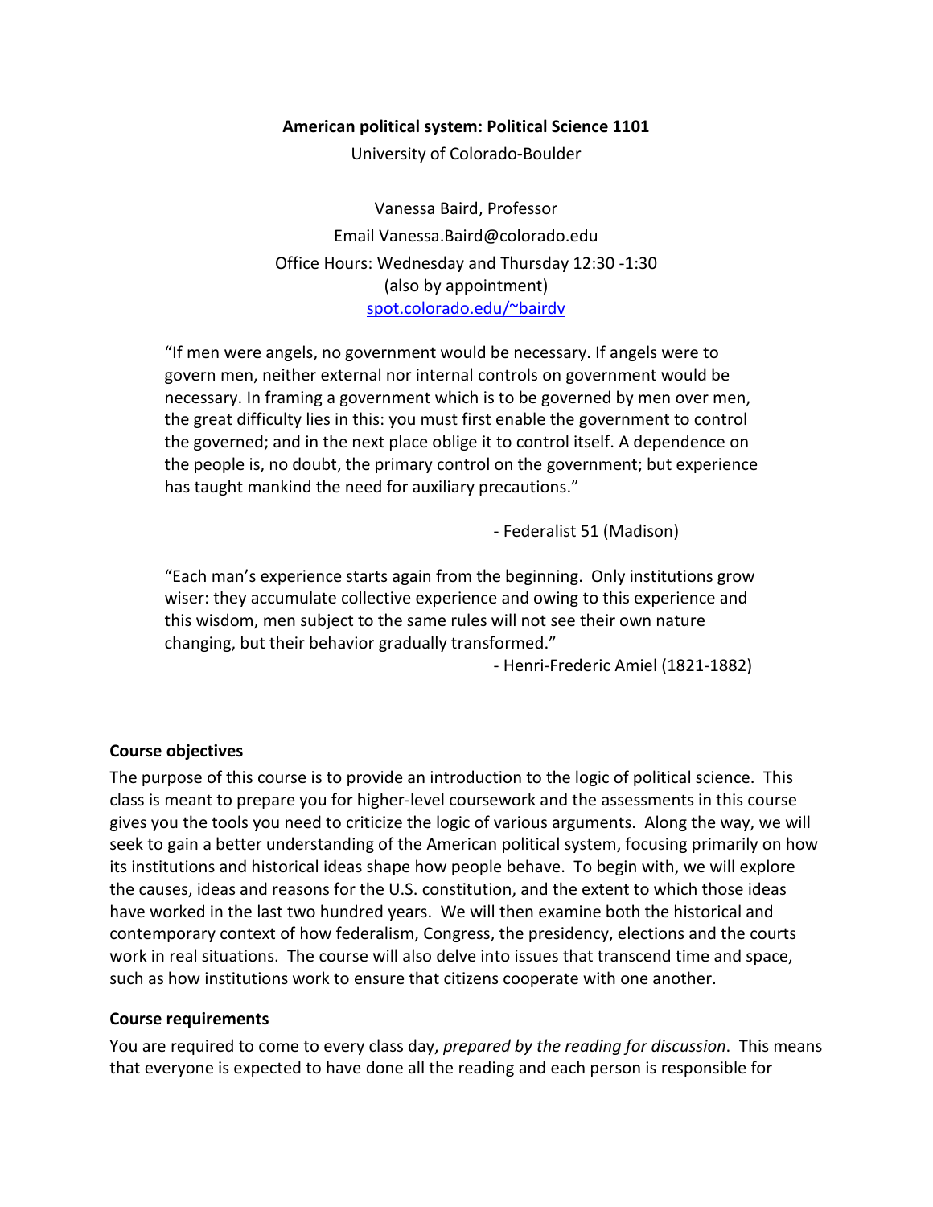**American political system: Political Science 1101**

University of Colorado-Boulder

Vanessa Baird, Professor

Email Vanessa.Baird@colorado.edu

Office Hours: Wednesday and Thursday 12:30 -1:30

(also by appointment)

[spot.colorado.edu/~bairdv](spot.colorado.edu/~bairdv)

> "If men were angels, no government would be necessary. If angels were to govern men, neither external nor internal controls on government would be necessary. In framing a government which is to be governed by men over men, the great difficulty lies in this: you must first enable the government to control the governed; and in the next place oblige it to control itself. A dependence on the people is, no doubt, the primary control on the government; but experience has taught mankind the need for auxiliary precautions."
>
> - Federalist 51 (Madison)

> "Each man's experience starts again from the beginning. Only institutions grow wiser: they accumulate collective experience and owing to this experience and this wisdom, men subject to the same rules will not see their own nature changing, but their behavior gradually transformed."
>
> - Henri-Frederic Amiel (1821-1882)

**Course objectives**

The purpose of this course is to provide an introduction to the logic of political science. This class is meant to prepare you for higher-level coursework and the assessments in this course gives you the tools you need to criticize the logic of various arguments. Along the way, we will seek to gain a better understanding of the American political system, focusing primarily on how its institutions and historical ideas shape how people behave. To begin with, we will explore the causes, ideas and reasons for the U.S. constitution, and the extent to which those ideas have worked in the last two hundred years. We will then examine both the historical and contemporary context of how federalism, Congress, the presidency, elections and the courts work in real situations. The course will also delve into issues that transcend time and space, such as how institutions work to ensure that citizens cooperate with one another.

**Course requirements**

You are required to come to every class day, *prepared by the reading for discussion*. This means that everyone is expected to have done all the reading and each person is responsible for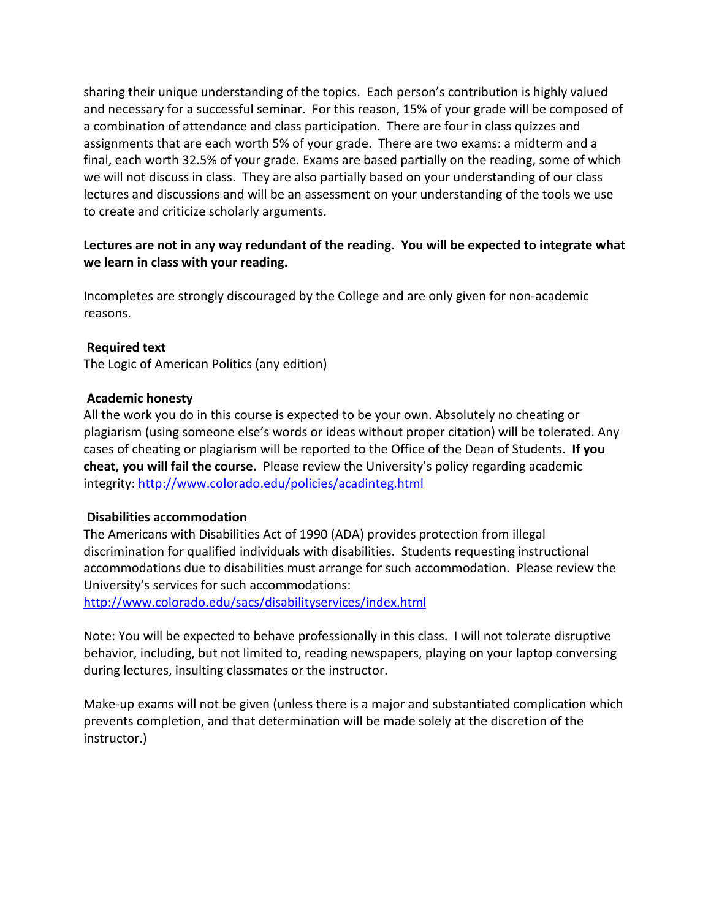sharing their unique understanding of the topics. Each person's contribution is highly valued and necessary for a successful seminar. For this reason, 15% of your grade will be composed of a combination of attendance and class participation. There are four in class quizzes and assignments that are each worth 5% of your grade. There are two exams: a midterm and a final, each worth 32.5% of your grade. Exams are based partially on the reading, some of which we will not discuss in class. They are also partially based on your understanding of our class lectures and discussions and will be an assessment on your understanding of the tools we use to create and criticize scholarly arguments.

**Lectures are not in any way redundant of the reading. You will be expected to integrate what we learn in class with your reading.**

Incompletes are strongly discouraged by the College and are only given for non-academic reasons.

**Required text**

The Logic of American Politics (any edition)

**Academic honesty**

All the work you do in this course is expected to be your own. Absolutely no cheating or plagiarism (using someone else's words or ideas without proper citation) will be tolerated. Any cases of cheating or plagiarism will be reported to the Office of the Dean of Students. **If you cheat, you will fail the course.** Please review the University's policy regarding academic integrity: http://www.colorado.edu/policies/acadinteg.html

**Disabilities accommodation**

The Americans with Disabilities Act of 1990 (ADA) provides protection from illegal discrimination for qualified individuals with disabilities. Students requesting instructional accommodations due to disabilities must arrange for such accommodation. Please review the University's services for such accommodations:
http://www.colorado.edu/sacs/disabilityservices/index.html

Note: You will be expected to behave professionally in this class. I will not tolerate disruptive behavior, including, but not limited to, reading newspapers, playing on your laptop conversing during lectures, insulting classmates or the instructor.

Make-up exams will not be given (unless there is a major and substantiated complication which prevents completion, and that determination will be made solely at the discretion of the instructor.)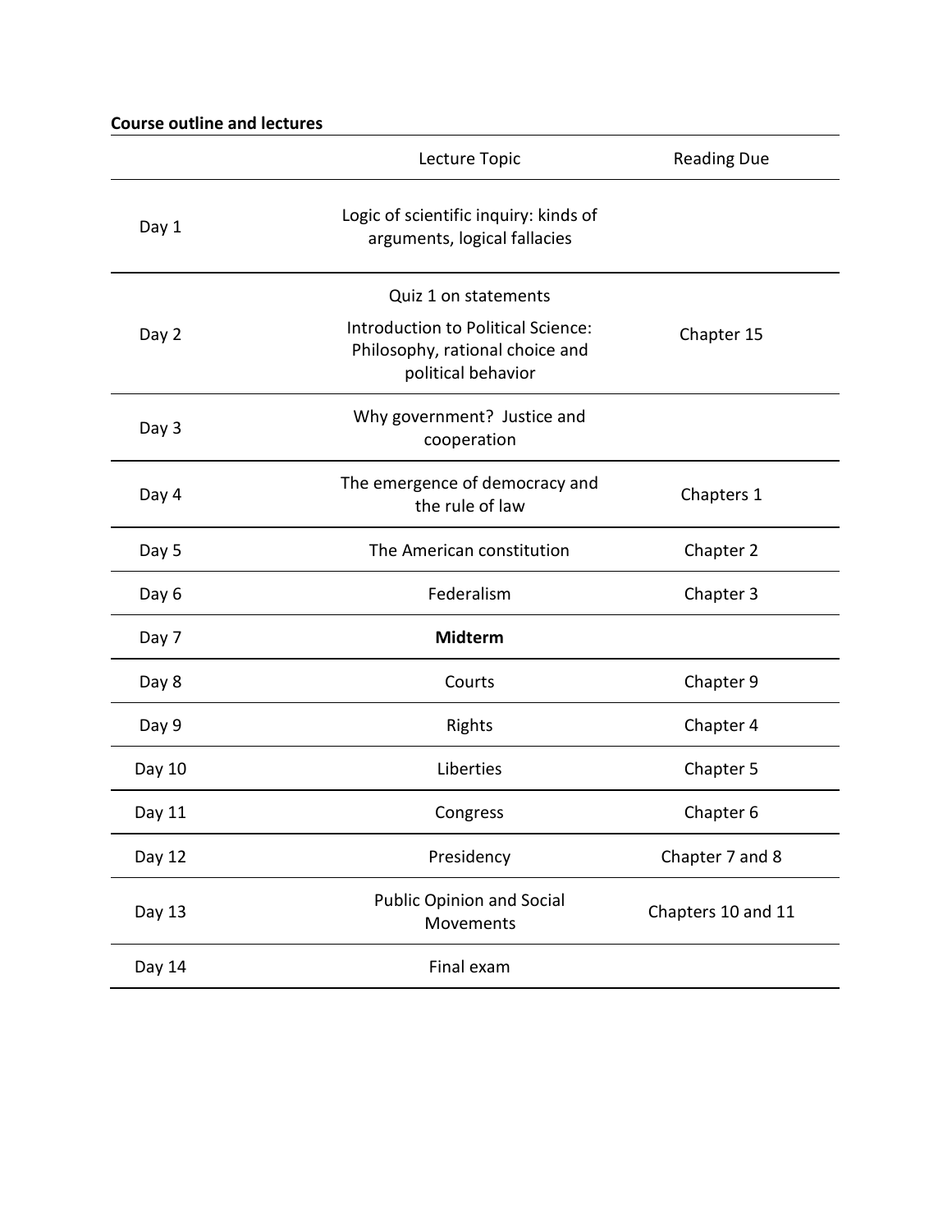**Course outline and lectures**

| | Lecture Topic | Reading Due |
|---|---|---|
| Day 1 | Logic of scientific inquiry: kinds of arguments, logical fallacies | |
| Day 2 | Quiz 1 on statements<br>Introduction to Political Science: Philosophy, rational choice and political behavior | Chapter 15 |
| Day 3 | Why government? Justice and cooperation | |
| Day 4 | The emergence of democracy and the rule of law | Chapters 1 |
| Day 5 | The American constitution | Chapter 2 |
| Day 6 | Federalism | Chapter 3 |
| Day 7 | **Midterm** | |
| Day 8 | Courts | Chapter 9 |
| Day 9 | Rights | Chapter 4 |
| Day 10 | Liberties | Chapter 5 |
| Day 11 | Congress | Chapter 6 |
| Day 12 | Presidency | Chapter 7 and 8 |
| Day 13 | Public Opinion and Social Movements | Chapters 10 and 11 |
| Day 14 | Final exam | |